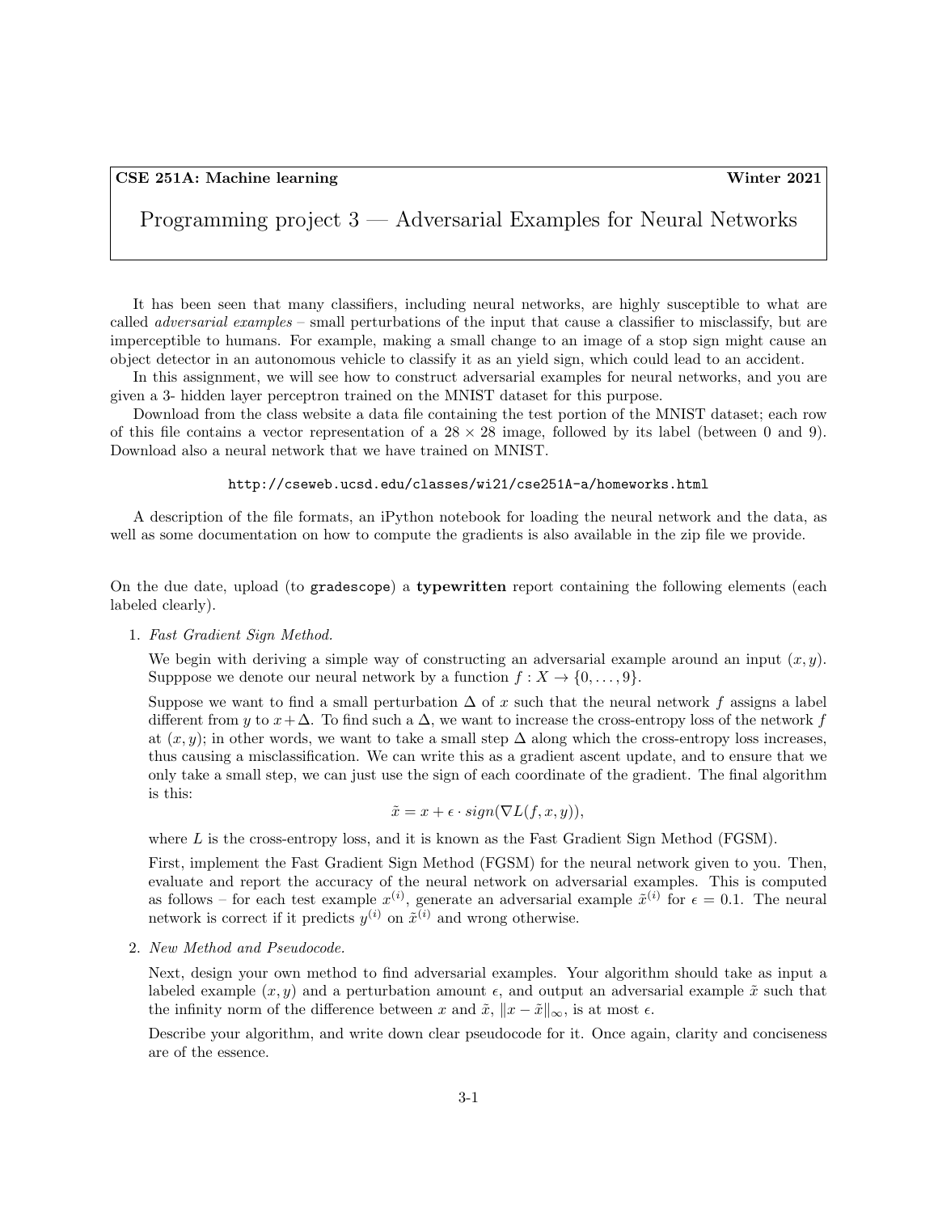**CSE 251A: Machine learning** **Winter 2021**

# Programming project 3 — Adversarial Examples for Neural Networks

It has been seen that many classifiers, including neural networks, are highly susceptible to what are called *adversarial examples* – small perturbations of the input that cause a classifier to misclassify, but are imperceptible to humans. For example, making a small change to an image of a stop sign might cause an object detector in an autonomous vehicle to classify it as an yield sign, which could lead to an accident.

In this assignment, we will see how to construct adversarial examples for neural networks, and you are given a 3- hidden layer perceptron trained on the MNIST dataset for this purpose.

Download from the class website a data file containing the test portion of the MNIST dataset; each row of this file contains a vector representation of a $28 \times 28$ image, followed by its label (between 0 and 9). Download also a neural network that we have trained on MNIST.

`http://cseweb.ucsd.edu/classes/wi21/cse251A-a/homeworks.html`

A description of the file formats, an iPython notebook for loading the neural network and the data, as well as some documentation on how to compute the gradients is also available in the zip file we provide.

On the due date, upload (to `gradescope`) a **typewritten** report containing the following elements (each labeled clearly).

1. *Fast Gradient Sign Method.*

   We begin with deriving a simple way of constructing an adversarial example around an input $(x, y)$. Supppose we denote our neural network by a function $f : X \to \{0, \ldots, 9\}$.

   Suppose we want to find a small perturbation $\Delta$ of $x$ such that the neural network $f$ assigns a label different from $y$ to $x + \Delta$. To find such a $\Delta$, we want to increase the cross-entropy loss of the network $f$ at $(x, y)$; in other words, we want to take a small step $\Delta$ along which the cross-entropy loss increases, thus causing a misclassification. We can write this as a gradient ascent update, and to ensure that we only take a small step, we can just use the sign of each coordinate of the gradient. The final algorithm is this:

   $$\tilde{x} = x + \epsilon \cdot sign(\nabla L(f, x, y)),$$

   where $L$ is the cross-entropy loss, and it is known as the Fast Gradient Sign Method (FGSM).

   First, implement the Fast Gradient Sign Method (FGSM) for the neural network given to you. Then, evaluate and report the accuracy of the neural network on adversarial examples. This is computed as follows – for each test example $x^{(i)}$, generate an adversarial example $\tilde{x}^{(i)}$ for $\epsilon = 0.1$. The neural network is correct if it predicts $y^{(i)}$ on $\tilde{x}^{(i)}$ and wrong otherwise.

2. *New Method and Pseudocode.*

   Next, design your own method to find adversarial examples. Your algorithm should take as input a labeled example $(x, y)$ and a perturbation amount $\epsilon$, and output an adversarial example $\tilde{x}$ such that the infinity norm of the difference between $x$ and $\tilde{x}$, $\|x - \tilde{x}\|_\infty$, is at most $\epsilon$.

   Describe your algorithm, and write down clear pseudocode for it. Once again, clarity and conciseness are of the essence.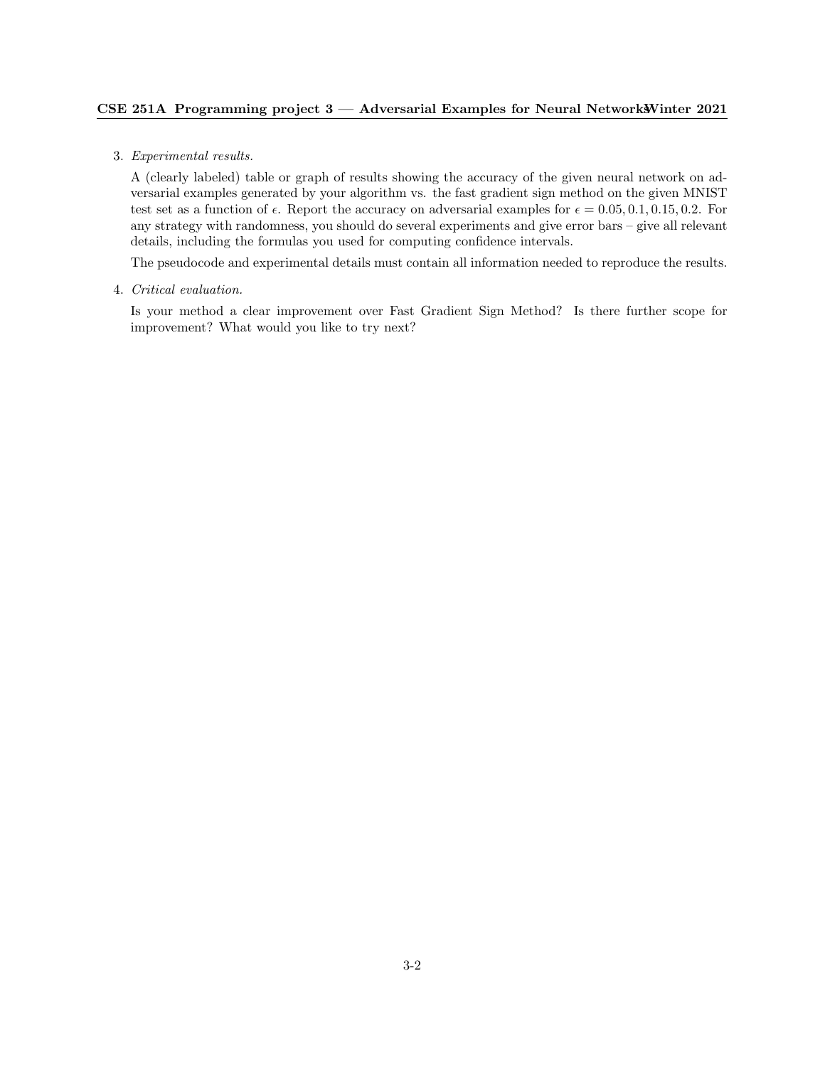3. *Experimental results.*

   A (clearly labeled) table or graph of results showing the accuracy of the given neural network on adversarial examples generated by your algorithm vs. the fast gradient sign method on the given MNIST test set as a function of $\epsilon$. Report the accuracy on adversarial examples for $\epsilon = 0.05, 0.1, 0.15, 0.2$. For any strategy with randomness, you should do several experiments and give error bars – give all relevant details, including the formulas you used for computing confidence intervals.

   The pseudocode and experimental details must contain all information needed to reproduce the results.

4. *Critical evaluation.*

   Is your method a clear improvement over Fast Gradient Sign Method? Is there further scope for improvement? What would you like to try next?